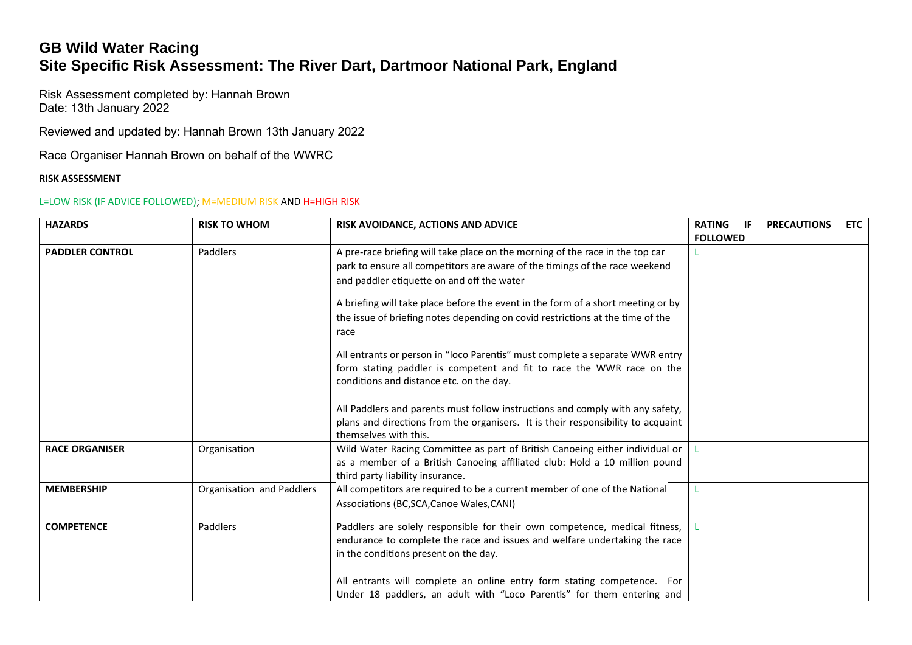# GB Wild Water Racing
## Site Specific Risk Assessment: The River Dart, Dartmoor National Park, England

Risk Assessment completed by: Hannah Brown
Date: 13th January 2022

Reviewed and updated by: Hannah Brown 13th January 2022

Race Organiser Hannah Brown on behalf of the WWRC

**RISK ASSESSMENT**

L=LOW RISK (IF ADVICE FOLLOWED); M=MEDIUM RISK AND H=HIGH RISK

| HAZARDS | RISK TO WHOM | RISK AVOIDANCE, ACTIONS AND ADVICE | RATING IF PRECAUTIONS ETC FOLLOWED |
|---|---|---|---|
| **PADDLER CONTROL** | Paddlers | A pre-race briefing will take place on the morning of the race in the top car park to ensure all competitors are aware of the timings of the race weekend and paddler etiquette on and off the water<br><br>A briefing will take place before the event in the form of a short meeting or by the issue of briefing notes depending on covid restrictions at the time of the race<br><br>All entrants or person in "loco Parentis" must complete a separate WWR entry form stating paddler is competent and fit to race the WWR race on the conditions and distance etc. on the day.<br><br>All Paddlers and parents must follow instructions and comply with any safety, plans and directions from the organisers. It is their responsibility to acquaint themselves with this. | L |
| **RACE ORGANISER** | Organisation | Wild Water Racing Committee as part of British Canoeing either individual or as a member of a British Canoeing affiliated club: Hold a 10 million pound third party liability insurance. | L |
| **MEMBERSHIP** | Organisation and Paddlers | All competitors are required to be a current member of one of the National Associations (BC,SCA,Canoe Wales,CANI) | L |
| **COMPETENCE** | Paddlers | Paddlers are solely responsible for their own competence, medical fitness, endurance to complete the race and issues and welfare undertaking the race in the conditions present on the day.<br><br>All entrants will complete an online entry form stating competence. For Under 18 paddlers, an adult with "Loco Parentis" for them entering and | L |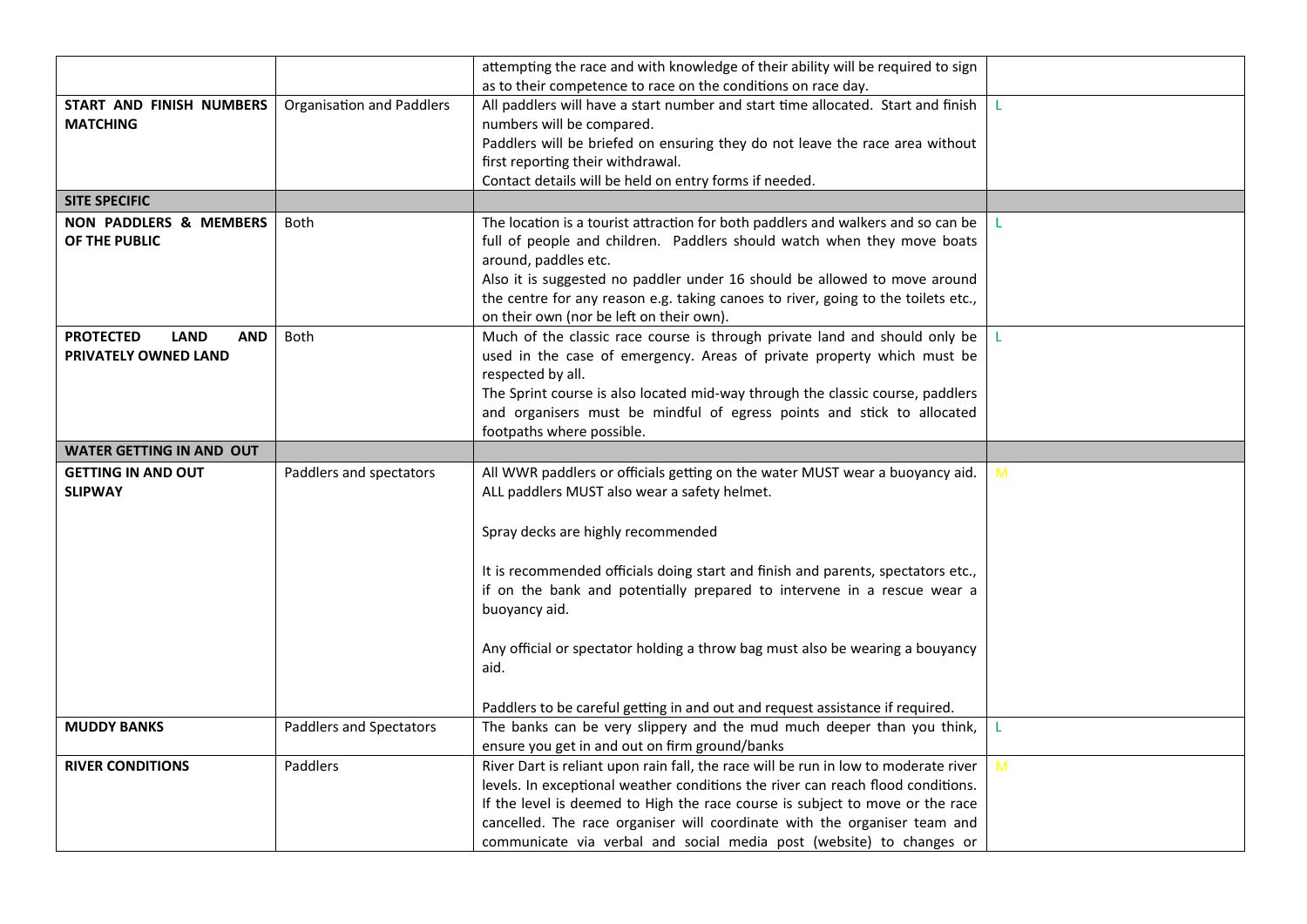| | | | |
|---|---|---|---|
| | | attempting the race and with knowledge of their ability will be required to sign as to their competence to race on the conditions on race day. | |
| **START AND FINISH NUMBERS MATCHING** | Organisation and Paddlers | All paddlers will have a start number and start time allocated. Start and finish numbers will be compared.<br>Paddlers will be briefed on ensuring they do not leave the race area without first reporting their withdrawal.<br>Contact details will be held on entry forms if needed. | L |
| **SITE SPECIFIC** | | | |
| **NON PADDLERS & MEMBERS OF THE PUBLIC** | Both | The location is a tourist attraction for both paddlers and walkers and so can be full of people and children. Paddlers should watch when they move boats around, paddles etc.<br>Also it is suggested no paddler under 16 should be allowed to move around the centre for any reason e.g. taking canoes to river, going to the toilets etc., on their own (nor be left on their own). | L |
| **PROTECTED LAND AND PRIVATELY OWNED LAND** | Both | Much of the classic race course is through private land and should only be used in the case of emergency. Areas of private property which must be respected by all.<br>The Sprint course is also located mid-way through the classic course, paddlers and organisers must be mindful of egress points and stick to allocated footpaths where possible. | L |
| **WATER GETTING IN AND OUT** | | | |
| **GETTING IN AND OUT SLIPWAY** | Paddlers and spectators | All WWR paddlers or officials getting on the water MUST wear a buoyancy aid. ALL paddlers MUST also wear a safety helmet.<br><br>Spray decks are highly recommended<br><br>It is recommended officials doing start and finish and parents, spectators etc., if on the bank and potentially prepared to intervene in a rescue wear a buoyancy aid.<br><br>Any official or spectator holding a throw bag must also be wearing a bouyancy aid.<br><br>Paddlers to be careful getting in and out and request assistance if required. | M |
| **MUDDY BANKS** | Paddlers and Spectators | The banks can be very slippery and the mud much deeper than you think, ensure you get in and out on firm ground/banks | L |
| **RIVER CONDITIONS** | Paddlers | River Dart is reliant upon rain fall, the race will be run in low to moderate river levels. In exceptional weather conditions the river can reach flood conditions. If the level is deemed to High the race course is subject to move or the race cancelled. The race organiser will coordinate with the organiser team and communicate via verbal and social media post (website) to changes or | M |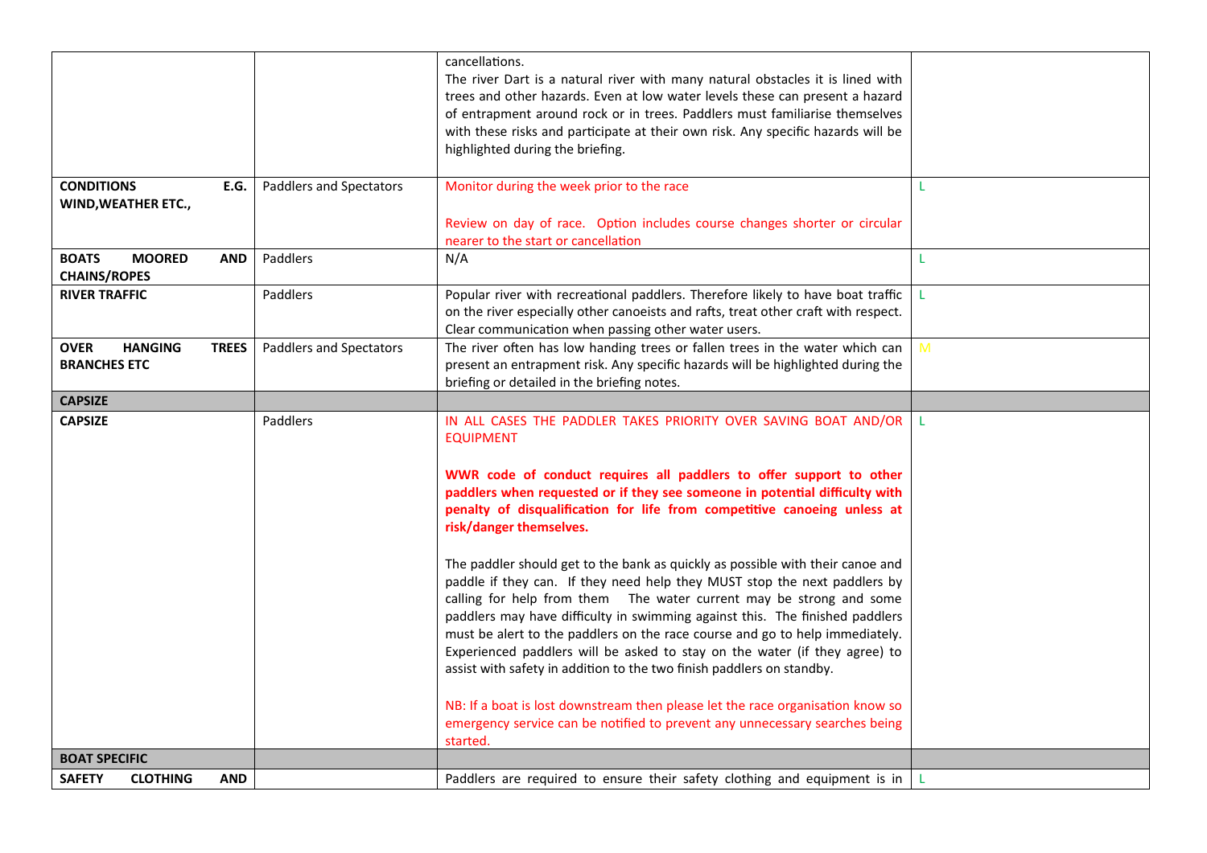| | | | |
|---|---|---|---|
| | | cancellations.<br>The river Dart is a natural river with many natural obstacles it is lined with trees and other hazards. Even at low water levels these can present a hazard of entrapment around rock or in trees. Paddlers must familiarise themselves with these risks and participate at their own risk. Any specific hazards will be highlighted during the briefing. | |
| **CONDITIONS E.G. WIND,WEATHER ETC.,** | Paddlers and Spectators | Monitor during the week prior to the race<br><br>Review on day of race. Option includes course changes shorter or circular nearer to the start or cancellation | L |
| **BOATS MOORED AND CHAINS/ROPES** | Paddlers | N/A | L |
| **RIVER TRAFFIC** | Paddlers | Popular river with recreational paddlers. Therefore likely to have boat traffic on the river especially other canoeists and rafts, treat other craft with respect. Clear communication when passing other water users. | L |
| **OVER HANGING TREES BRANCHES ETC** | Paddlers and Spectators | The river often has low handing trees or fallen trees in the water which can present an entrapment risk. Any specific hazards will be highlighted during the briefing or detailed in the briefing notes. | M |
| **CAPSIZE** | | | |
| **CAPSIZE** | Paddlers | IN ALL CASES THE PADDLER TAKES PRIORITY OVER SAVING BOAT AND/OR EQUIPMENT<br><br>**WWR code of conduct requires all paddlers to offer support to other paddlers when requested or if they see someone in potential difficulty with penalty of disqualification for life from competitive canoeing unless at risk/danger themselves.**<br><br>The paddler should get to the bank as quickly as possible with their canoe and paddle if they can. If they need help they MUST stop the next paddlers by calling for help from them The water current may be strong and some paddlers may have difficulty in swimming against this. The finished paddlers must be alert to the paddlers on the race course and go to help immediately. Experienced paddlers will be asked to stay on the water (if they agree) to assist with safety in addition to the two finish paddlers on standby.<br><br>NB: If a boat is lost downstream then please let the race organisation know so emergency service can be notified to prevent any unnecessary searches being started. | L |
| **BOAT SPECIFIC** | | | |
| **SAFETY CLOTHING AND** | | Paddlers are required to ensure their safety clothing and equipment is in | L |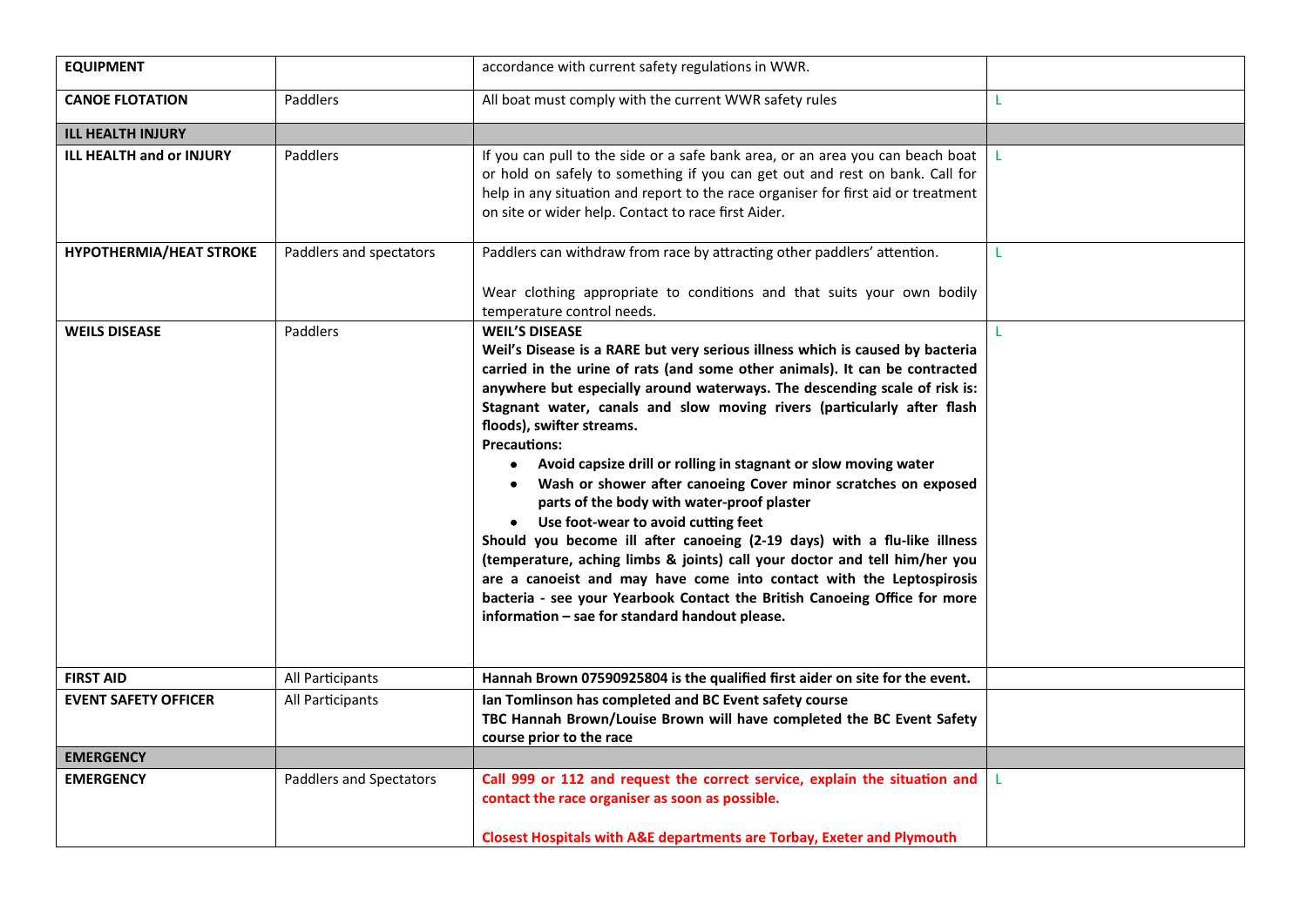| EQUIPMENT | | accordance with current safety regulations in WWR. | |
|---|---|---|---|
| **CANOE FLOTATION** | Paddlers | All boat must comply with the current WWR safety rules | L |
| **ILL HEALTH INJURY** | | | |
| **ILL HEALTH and or INJURY** | Paddlers | If you can pull to the side or a safe bank area, or an area you can beach boat or hold on safely to something if you can get out and rest on bank. Call for help in any situation and report to the race organiser for first aid or treatment on site or wider help. Contact to race first Aider. | L |
| **HYPOTHERMIA/HEAT STROKE** | Paddlers and spectators | Paddlers can withdraw from race by attracting other paddlers' attention.<br><br>Wear clothing appropriate to conditions and that suits your own bodily temperature control needs. | L |
| **WEILS DISEASE** | Paddlers | **WEIL'S DISEASE**<br>**Weil's Disease is a RARE but very serious illness which is caused by bacteria carried in the urine of rats (and some other animals). It can be contracted anywhere but especially around waterways. The descending scale of risk is: Stagnant water, canals and slow moving rivers (particularly after flash floods), swifter streams.**<br>**Precautions:**<br>• **Avoid capsize drill or rolling in stagnant or slow moving water**<br>• **Wash or shower after canoeing Cover minor scratches on exposed parts of the body with water-proof plaster**<br>• **Use foot-wear to avoid cutting feet**<br>**Should you become ill after canoeing (2-19 days) with a flu-like illness (temperature, aching limbs & joints) call your doctor and tell him/her you are a canoeist and may have come into contact with the Leptospirosis bacteria - see your Yearbook Contact the British Canoeing Office for more information – sae for standard handout please.** | L |
| **FIRST AID** | All Participants | **Hannah Brown 07590925804 is the qualified first aider on site for the event.** | |
| **EVENT SAFETY OFFICER** | All Participants | **Ian Tomlinson has completed and BC Event safety course**<br>**TBC Hannah Brown/Louise Brown will have completed the BC Event Safety course prior to the race** | |
| **EMERGENCY** | | | |
| **EMERGENCY** | Paddlers and Spectators | **Call 999 or 112 and request the correct service, explain the situation and contact the race organiser as soon as possible.**<br><br>**Closest Hospitals with A&E departments are Torbay, Exeter and Plymouth** | L |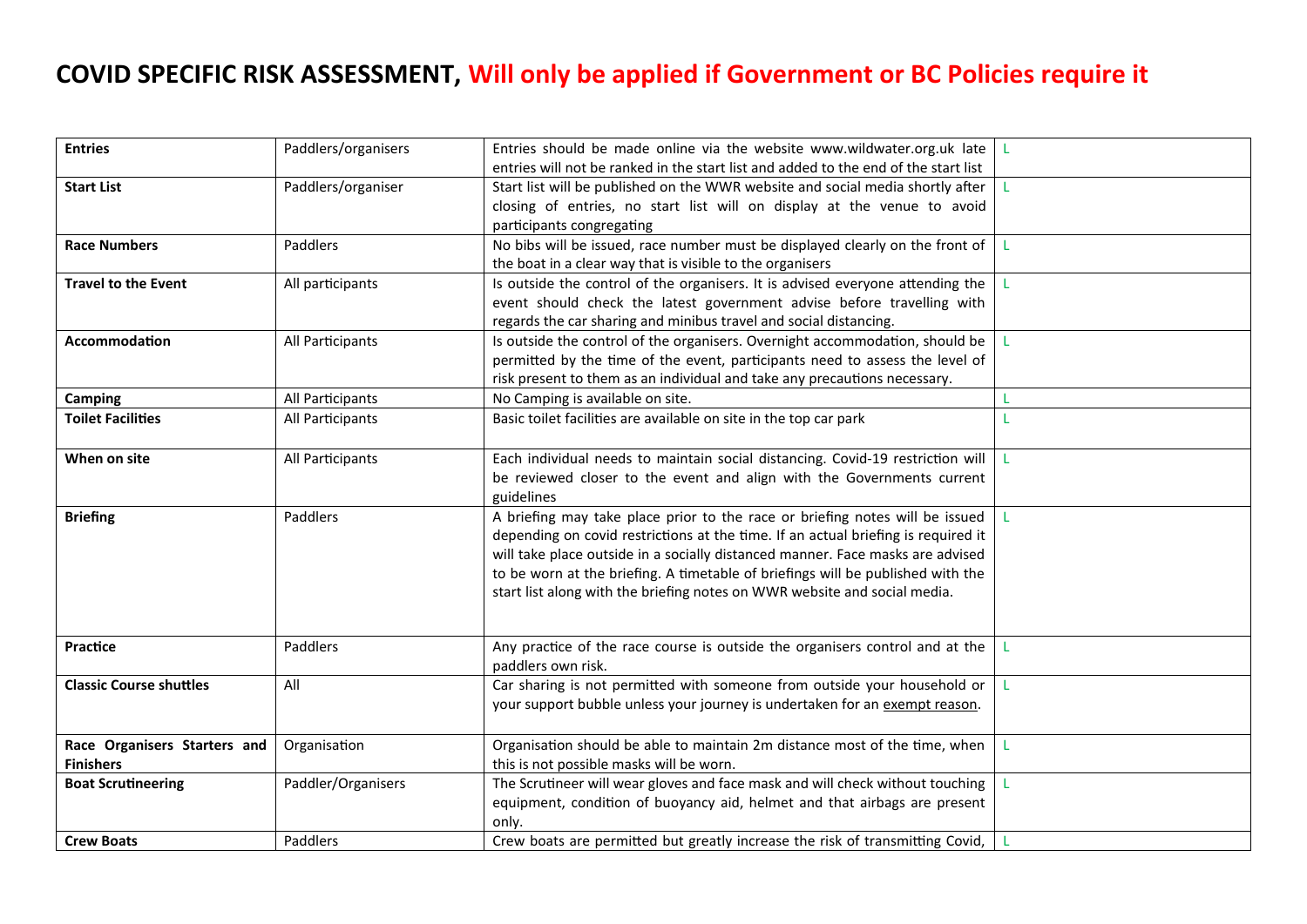# COVID SPECIFIC RISK ASSESSMENT, Will only be applied if Government or BC Policies require it

| | | | | |
|---|---|---|---|---|
| **Entries** | Paddlers/organisers | Entries should be made online via the website www.wildwater.org.uk late entries will not be ranked in the start list and added to the end of the start list | L | |
| **Start List** | Paddlers/organiser | Start list will be published on the WWR website and social media shortly after closing of entries, no start list will on display at the venue to avoid participants congregating | L | |
| **Race Numbers** | Paddlers | No bibs will be issued, race number must be displayed clearly on the front of the boat in a clear way that is visible to the organisers | L | |
| **Travel to the Event** | All participants | Is outside the control of the organisers. It is advised everyone attending the event should check the latest government advise before travelling with regards the car sharing and minibus travel and social distancing. | L | |
| **Accommodation** | All Participants | Is outside the control of the organisers. Overnight accommodation, should be permitted by the time of the event, participants need to assess the level of risk present to them as an individual and take any precautions necessary. | L | |
| **Camping** | All Participants | No Camping is available on site. | L | |
| **Toilet Facilities** | All Participants | Basic toilet facilities are available on site in the top car park | L | |
| **When on site** | All Participants | Each individual needs to maintain social distancing. Covid-19 restriction will be reviewed closer to the event and align with the Governments current guidelines | L | |
| **Briefing** | Paddlers | A briefing may take place prior to the race or briefing notes will be issued depending on covid restrictions at the time. If an actual briefing is required it will take place outside in a socially distanced manner. Face masks are advised to be worn at the briefing. A timetable of briefings will be published with the start list along with the briefing notes on WWR website and social media. | L | |
| **Practice** | Paddlers | Any practice of the race course is outside the organisers control and at the paddlers own risk. | L | |
| **Classic Course shuttles** | All | Car sharing is not permitted with someone from outside your household or your support bubble unless your journey is undertaken for an exempt reason. | L | |
| **Race Organisers Starters and Finishers** | Organisation | Organisation should be able to maintain 2m distance most of the time, when this is not possible masks will be worn. | L | |
| **Boat Scrutineering** | Paddler/Organisers | The Scrutineer will wear gloves and face mask and will check without touching equipment, condition of buoyancy aid, helmet and that airbags are present only. | L | |
| **Crew Boats** | Paddlers | Crew boats are permitted but greatly increase the risk of transmitting Covid, | L | |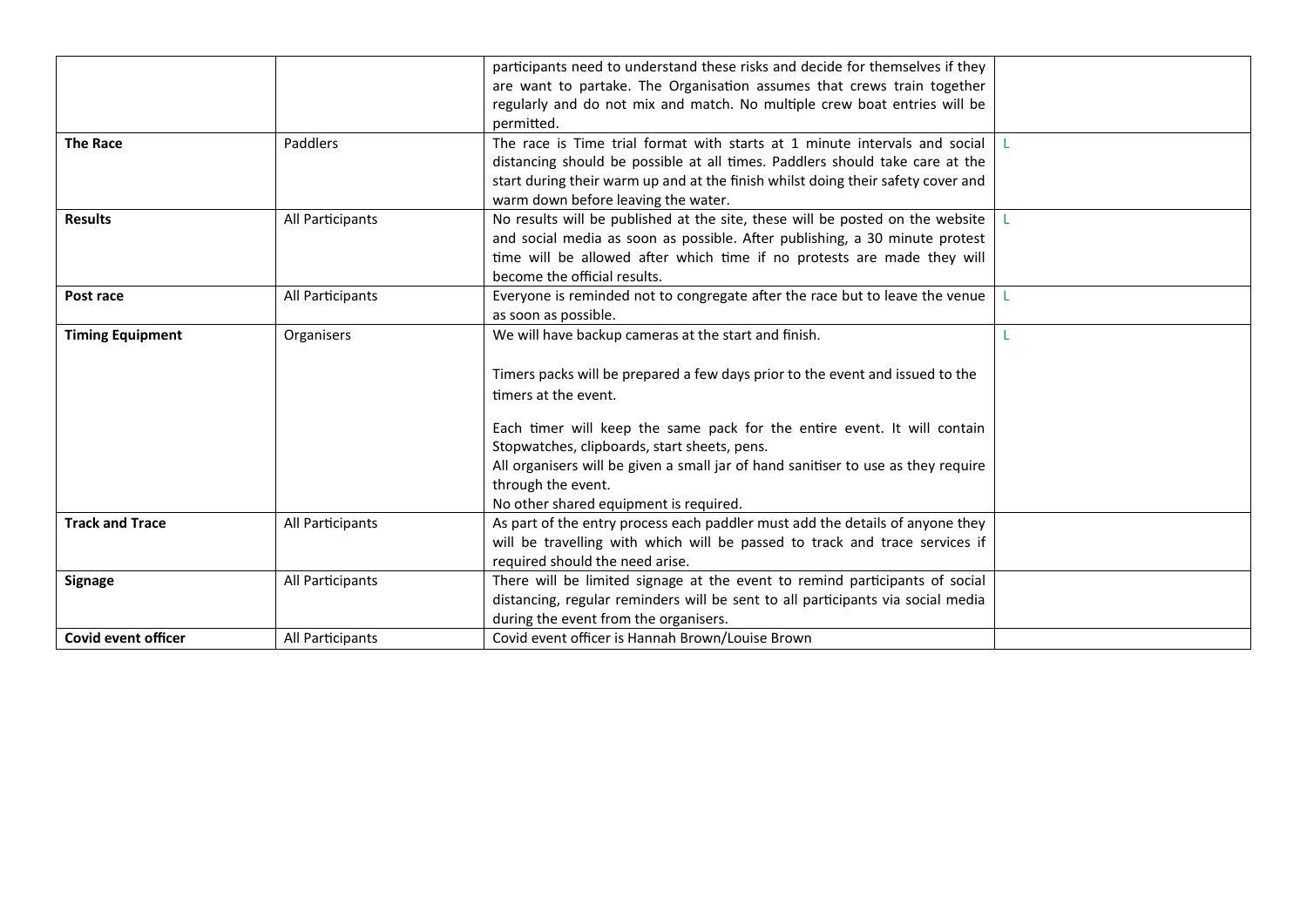| | | | |
|---|---|---|---|
| | | participants need to understand these risks and decide for themselves if they are want to partake. The Organisation assumes that crews train together regularly and do not mix and match. No multiple crew boat entries will be permitted. | |
| **The Race** | Paddlers | The race is Time trial format with starts at 1 minute intervals and social distancing should be possible at all times. Paddlers should take care at the start during their warm up and at the finish whilst doing their safety cover and warm down before leaving the water. | L |
| **Results** | All Participants | No results will be published at the site, these will be posted on the website and social media as soon as possible. After publishing, a 30 minute protest time will be allowed after which time if no protests are made they will become the official results. | L |
| **Post race** | All Participants | Everyone is reminded not to congregate after the race but to leave the venue as soon as possible. | L |
| **Timing Equipment** | Organisers | We will have backup cameras at the start and finish.<br><br>Timers packs will be prepared a few days prior to the event and issued to the timers at the event.<br><br>Each timer will keep the same pack for the entire event. It will contain Stopwatches, clipboards, start sheets, pens.<br>All organisers will be given a small jar of hand sanitiser to use as they require through the event.<br>No other shared equipment is required. | L |
| **Track and Trace** | All Participants | As part of the entry process each paddler must add the details of anyone they will be travelling with which will be passed to track and trace services if required should the need arise. | |
| **Signage** | All Participants | There will be limited signage at the event to remind participants of social distancing, regular reminders will be sent to all participants via social media during the event from the organisers. | |
| **Covid event officer** | All Participants | Covid event officer is Hannah Brown/Louise Brown | |